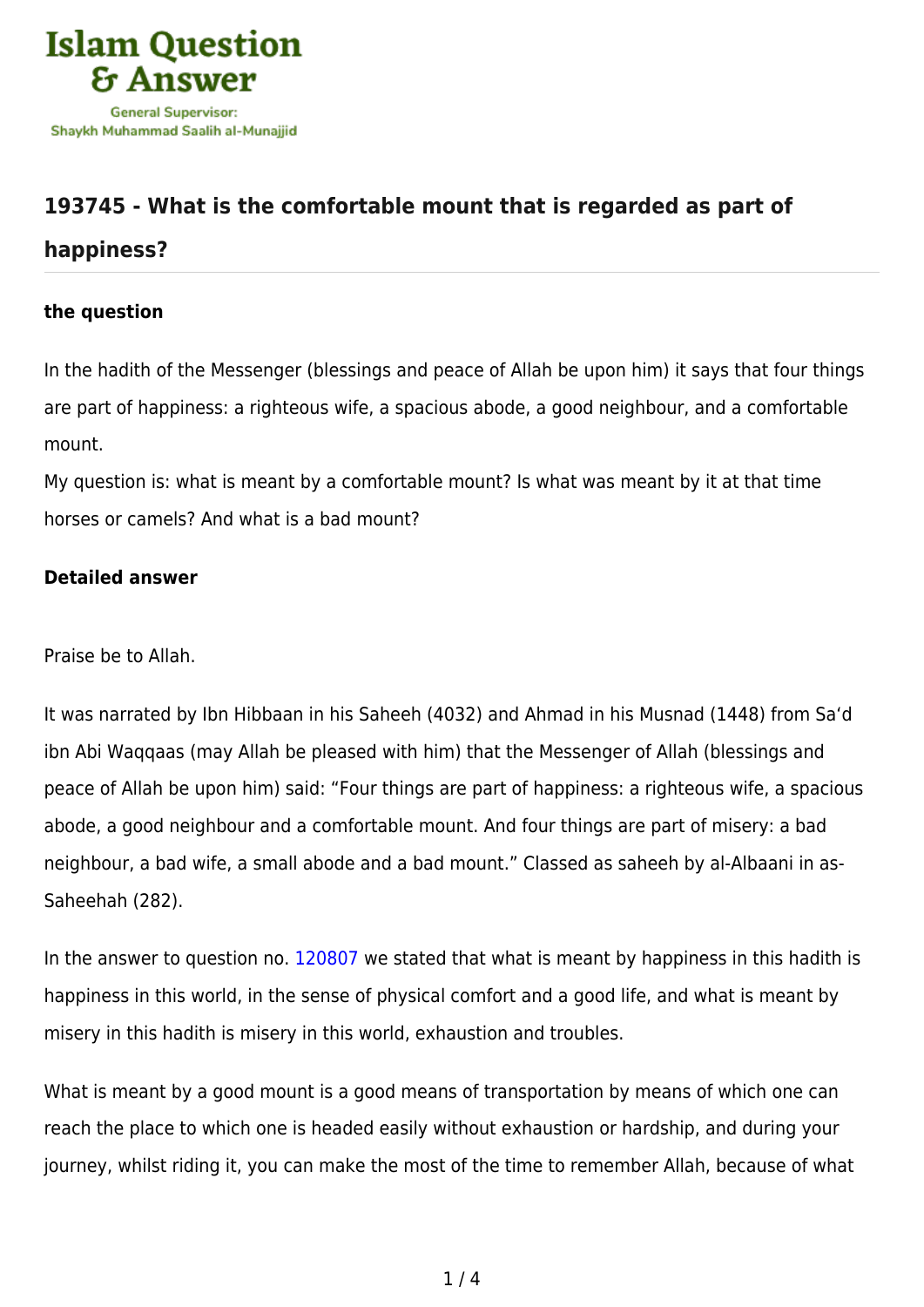Islam Question & Answer

General Supervisor: Shaykh Muhammad Saalih al-Munajjid

## 193745 - What is the comfortable mount that is regarded as part of happiness?

### the question

In the hadith of the Messenger (blessings and peace of Allah be upon him) it says that four things are part of happiness: a righteous wife, a spacious abode, a good neighbour, and a comfortable mount.

My question is: what is meant by a comfortable mount? Is what was meant by it at that time horses or camels? And what is a bad mount?

### Detailed answer

Praise be to Allah.

It was narrated by Ibn Hibbaan in his Saheeh (4032) and Ahmad in his Musnad (1448) from Sa'd ibn Abi Waqqaas (may Allah be pleased with him) that the Messenger of Allah (blessings and peace of Allah be upon him) said: "Four things are part of happiness: a righteous wife, a spacious abode, a good neighbour and a comfortable mount. And four things are part of misery: a bad neighbour, a bad wife, a small abode and a bad mount." Classed as saheeh by al-Albaani in as-Saheehah (282).

In the answer to question no. 120807 we stated that what is meant by happiness in this hadith is happiness in this world, in the sense of physical comfort and a good life, and what is meant by misery in this hadith is misery in this world, exhaustion and troubles.

What is meant by a good mount is a good means of transportation by means of which one can reach the place to which one is headed easily without exhaustion or hardship, and during your journey, whilst riding it, you can make the most of the time to remember Allah, because of what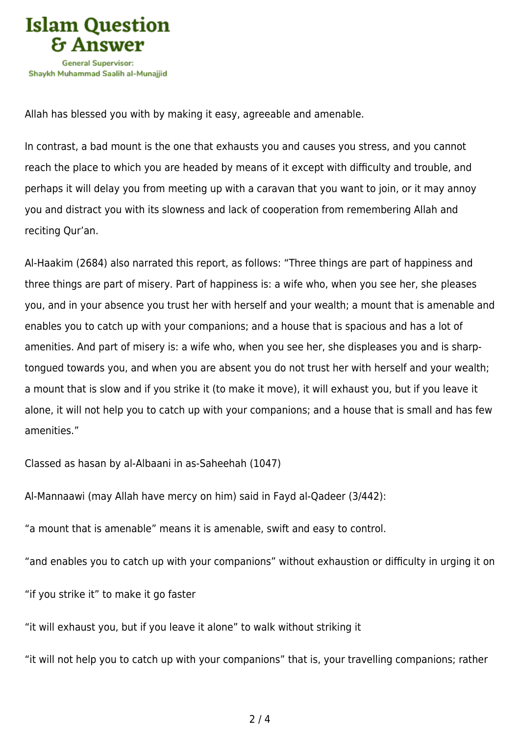Allah has blessed you with by making it easy, agreeable and amenable.

In contrast, a bad mount is the one that exhausts you and causes you stress, and you cannot reach the place to which you are headed by means of it except with difficulty and trouble, and perhaps it will delay you from meeting up with a caravan that you want to join, or it may annoy you and distract you with its slowness and lack of cooperation from remembering Allah and reciting Qur'an.

Al-Haakim (2684) also narrated this report, as follows: "Three things are part of happiness and three things are part of misery. Part of happiness is: a wife who, when you see her, she pleases you, and in your absence you trust her with herself and your wealth; a mount that is amenable and enables you to catch up with your companions; and a house that is spacious and has a lot of amenities. And part of misery is: a wife who, when you see her, she displeases you and is sharp-tongued towards you, and when you are absent you do not trust her with herself and your wealth; a mount that is slow and if you strike it (to make it move), it will exhaust you, but if you leave it alone, it will not help you to catch up with your companions; and a house that is small and has few amenities."

Classed as hasan by al-Albaani in as-Saheehah (1047)

Al-Mannaawi (may Allah have mercy on him) said in Fayd al-Qadeer (3/442):

"a mount that is amenable" means it is amenable, swift and easy to control.

"and enables you to catch up with your companions" without exhaustion or difficulty in urging it on

"if you strike it" to make it go faster

"it will exhaust you, but if you leave it alone" to walk without striking it

"it will not help you to catch up with your companions" that is, your travelling companions; rather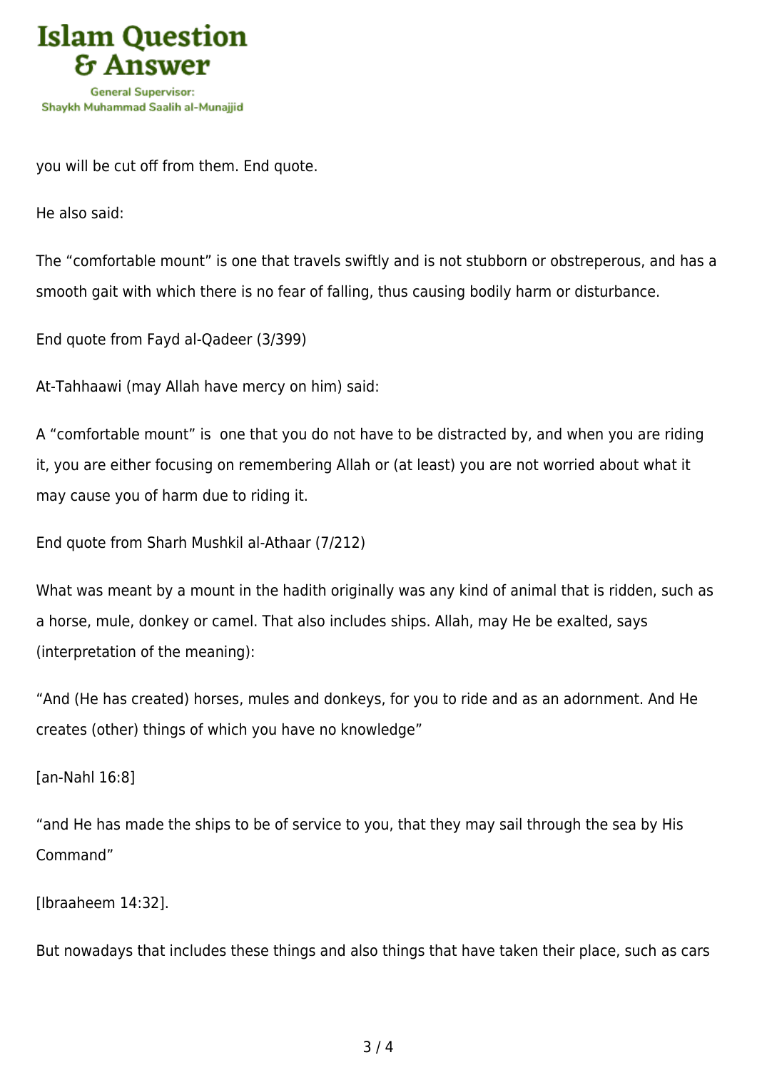you will be cut off from them. End quote.

He also said:

The "comfortable mount" is one that travels swiftly and is not stubborn or obstreperous, and has a smooth gait with which there is no fear of falling, thus causing bodily harm or disturbance.

End quote from Fayd al-Qadeer (3/399)

At-Tahhaawi (may Allah have mercy on him) said:

A "comfortable mount" is one that you do not have to be distracted by, and when you are riding it, you are either focusing on remembering Allah or (at least) you are not worried about what it may cause you of harm due to riding it.

End quote from Sharh Mushkil al-Athaar (7/212)

What was meant by a mount in the hadith originally was any kind of animal that is ridden, such as a horse, mule, donkey or camel. That also includes ships. Allah, may He be exalted, says (interpretation of the meaning):

"And (He has created) horses, mules and donkeys, for you to ride and as an adornment. And He creates (other) things of which you have no knowledge"

[an-Nahl 16:8]

"and He has made the ships to be of service to you, that they may sail through the sea by His Command"

[Ibraaheem 14:32].

But nowadays that includes these things and also things that have taken their place, such as cars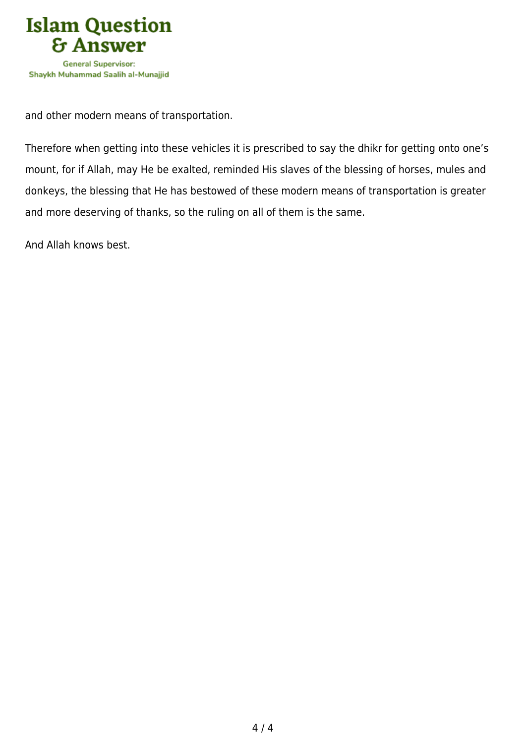and other modern means of transportation.

Therefore when getting into these vehicles it is prescribed to say the dhikr for getting onto one's mount, for if Allah, may He be exalted, reminded His slaves of the blessing of horses, mules and donkeys, the blessing that He has bestowed of these modern means of transportation is greater and more deserving of thanks, so the ruling on all of them is the same.

And Allah knows best.